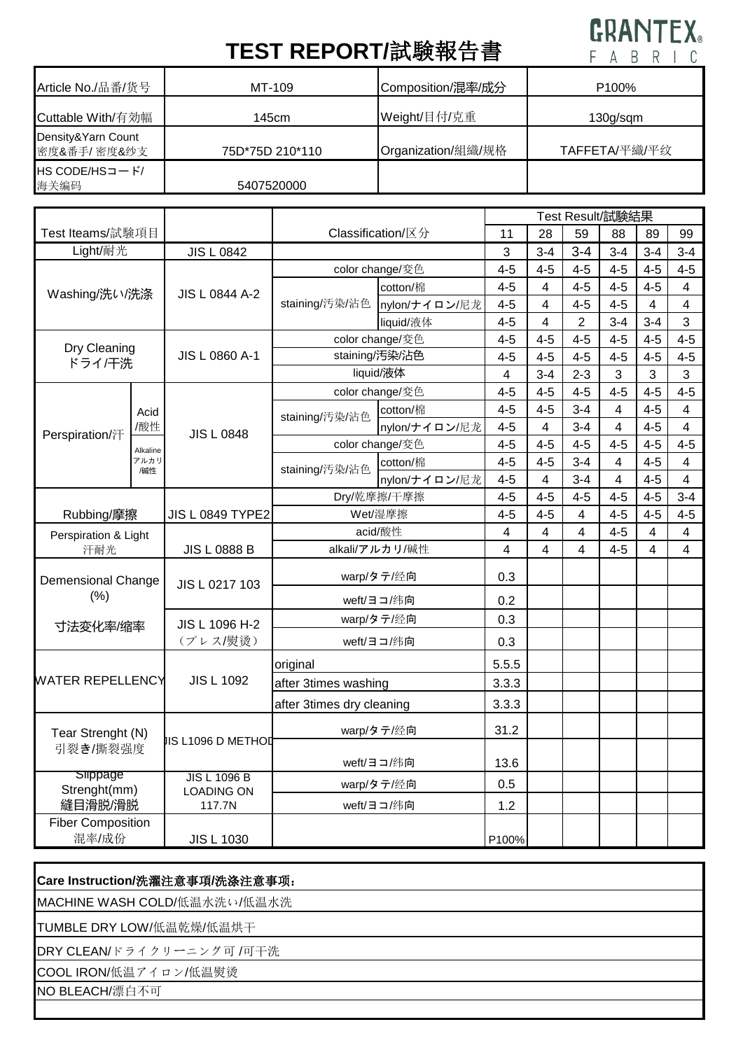# TEST REPORT/試験報告書

GRANTEX FABRIC

| Article No./品番/货号 | MT-109 | Composition/混率/成分 | P100% |
|---|---|---|---|
| Cuttable With/有効幅 | 145cm | Weight/目付/克重 | 130g/sqm |
| Density&Yarn Count 密度&番手/ 密度&纱支 | 75D*75D 210*110 | Organization/組織/规格 | TAFFETA/平織/平纹 |
| HS CODE/HSコード/ 海关编码 | 5407520000 | | |

| Test Iteams/試験項目 | | | Classification/区分 | | Test Result/試験結果 11 | 28 | 59 | 88 | 89 | 99 |
|---|---|---|---|---|---|---|---|---|---|---|
| Light/耐光 | | JIS L 0842 | | | 3 | 3-4 | 3-4 | 3-4 | 3-4 | 3-4 |
| Washing/洗い/洗涤 | | JIS L 0844 A-2 | color change/変色 | | 4-5 | 4-5 | 4-5 | 4-5 | 4-5 | 4-5 |
| | | | staining/汚染/沾色 | cotton/棉 | 4-5 | 4 | 4-5 | 4-5 | 4-5 | 4 |
| | | | | nylon/ナイロン/尼龙 | 4-5 | 4 | 4-5 | 4-5 | 4 | 4 |
| | | | | liquid/液体 | 4-5 | 4 | 2 | 3-4 | 3-4 | 3 |
| Dry Cleaning ドライ/干洗 | | JIS L 0860 A-1 | color change/変色 | | 4-5 | 4-5 | 4-5 | 4-5 | 4-5 | 4-5 |
| | | | staining/汚染/沾色 | | 4-5 | 4-5 | 4-5 | 4-5 | 4-5 | 4-5 |
| | | | liquid/液体 | | 4 | 3-4 | 2-3 | 3 | 3 | 3 |
| Perspiration/汗 | Acid /酸性 | JIS L 0848 | color change/変色 | | 4-5 | 4-5 | 4-5 | 4-5 | 4-5 | 4-5 |
| | | | staining/汚染/沾色 | cotton/棉 | 4-5 | 4-5 | 3-4 | 4 | 4-5 | 4 |
| | | | | nylon/ナイロン/尼龙 | 4-5 | 4 | 3-4 | 4 | 4-5 | 4 |
| | Alkaline アルカリ /碱性 | | color change/変色 | | 4-5 | 4-5 | 4-5 | 4-5 | 4-5 | 4-5 |
| | | | staining/汚染/沾色 | cotton/棉 | 4-5 | 4-5 | 3-4 | 4 | 4-5 | 4 |
| | | | | nylon/ナイロン/尼龙 | 4-5 | 4 | 3-4 | 4 | 4-5 | 4 |
| Rubbing/摩擦 | | JIS L 0849 TYPE2 | Dry/乾摩擦/干摩擦 | | 4-5 | 4-5 | 4-5 | 4-5 | 4-5 | 3-4 |
| | | | Wet/湿摩擦 | | 4-5 | 4-5 | 4 | 4-5 | 4-5 | 4-5 |
| Perspiration & Light 汗耐光 | | JIS L 0888 B | acid/酸性 | | 4 | 4 | 4 | 4-5 | 4 | 4 |
| | | | alkali/アルカリ/碱性 | | 4 | 4 | 4 | 4-5 | 4 | 4 |
| Demensional Change (%) | | JIS L 0217 103 | warp/タテ/经向 | | 0.3 | | | | | |
| | | | weft/ヨコ/纬向 | | 0.2 | | | | | |
| 寸法変化率/缩率 | | JIS L 1096 H-2 (プレス/熨烫) | warp/タテ/经向 | | 0.3 | | | | | |
| | | | weft/ヨコ/纬向 | | 0.3 | | | | | |
| WATER REPELLENCY | | JIS L 1092 | original | | 5.5.5 | | | | | |
| | | | after 3times washing | | 3.3.3 | | | | | |
| | | | after 3times dry cleaning | | 3.3.3 | | | | | |
| Tear Strenght (N) 引裂き/撕裂强度 | | JIS L1096 D METHOD | warp/タテ/经向 | | 31.2 | | | | | |
| | | | weft/ヨコ/纬向 | | 13.6 | | | | | |
| Slippage Strenght(mm) 縫目滑脱/滑脱 | | JIS L 1096 B LOADING ON 117.7N | warp/タテ/经向 | | 0.5 | | | | | |
| | | | weft/ヨコ/纬向 | | 1.2 | | | | | |
| Fiber Composition 混率/成份 | | JIS L 1030 | | | P100% | | | | | |

**Care Instruction/洗濯注意事項/洗涤注意事项:**

MACHINE WASH COLD/低温水洗い/低温水洗

TUMBLE DRY LOW/低温乾燥/低温烘干

DRY CLEAN/ドライクリーニング可 /可干洗

COOL IRON/低温アイロン/低温熨烫

NO BLEACH/漂白不可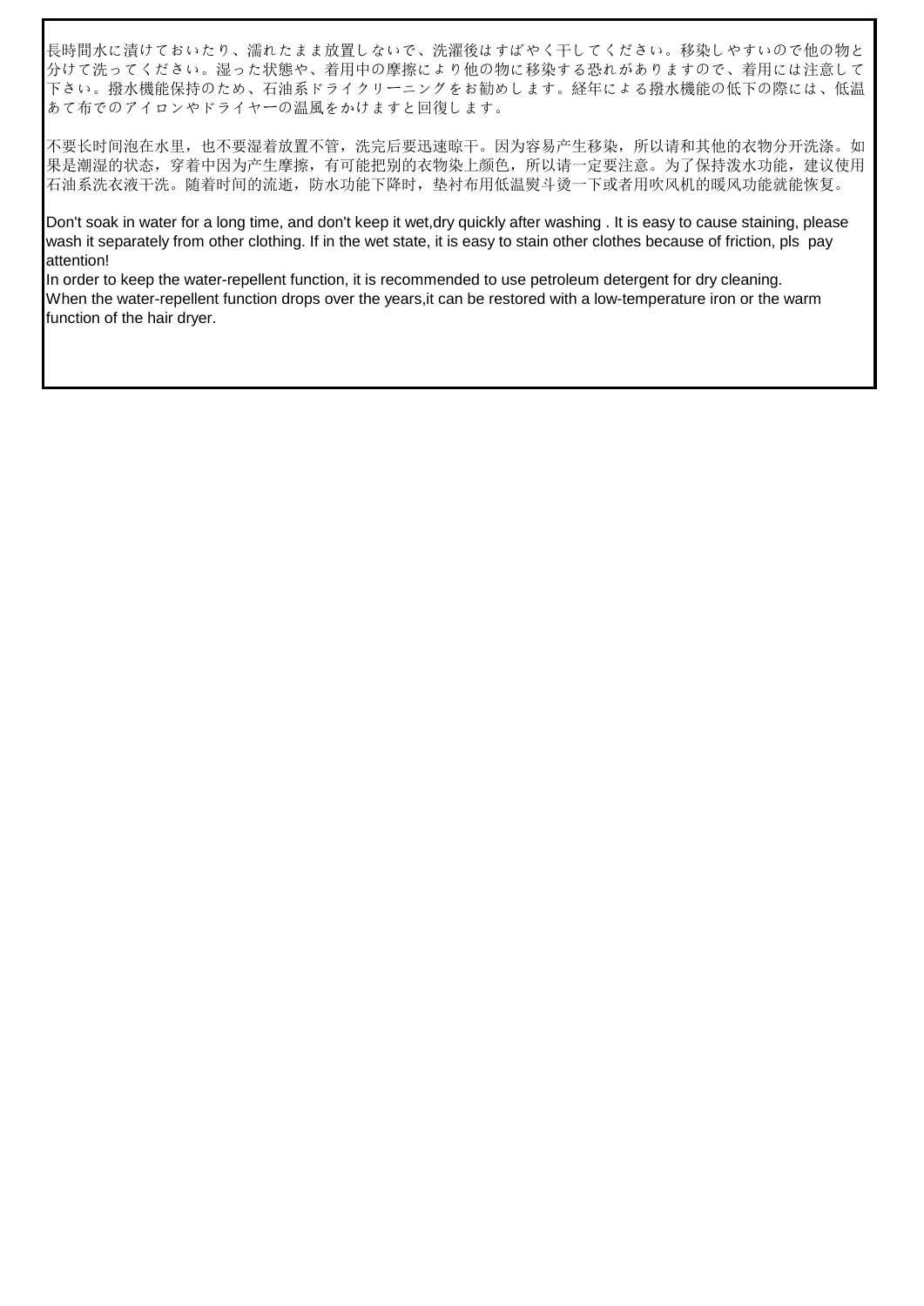長時間水に漬けておいたり、濡れたまま放置しないで、洗濯後はすばやく干してください。移染しやすいので他の物と分けて洗ってください。湿った状態や、着用中の摩擦により他の物に移染する恐れがありますので、着用には注意して下さい。撥水機能保持のため、石油系ドライクリーニングをお勧めします。経年による撥水機能の低下の際には、低温あて布でのアイロンやドライヤーの温風をかけますと回復します。

不要长时间泡在水里，也不要湿着放置不管，洗完后要迅速晾干。因为容易产生移染，所以请和其他的衣物分开洗涤。如果是潮湿的状态，穿着中因为产生摩擦，有可能把别的衣物染上颜色，所以请一定要注意。为了保持泼水功能，建议使用石油系洗衣液干洗。随着时间的流逝，防水功能下降时，垫衬布用低温熨斗烫一下或者用吹风机的暖风功能就能恢复。

Don't soak in water for a long time, and don't keep it wet,dry quickly after washing . It is easy to cause staining, please wash it separately from other clothing. If in the wet state, it is easy to stain other clothes because of friction, pls pay attention!
In order to keep the water-repellent function, it is recommended to use petroleum detergent for dry cleaning.
When the water-repellent function drops over the years,it can be restored with a low-temperature iron or the warm function of the hair dryer.